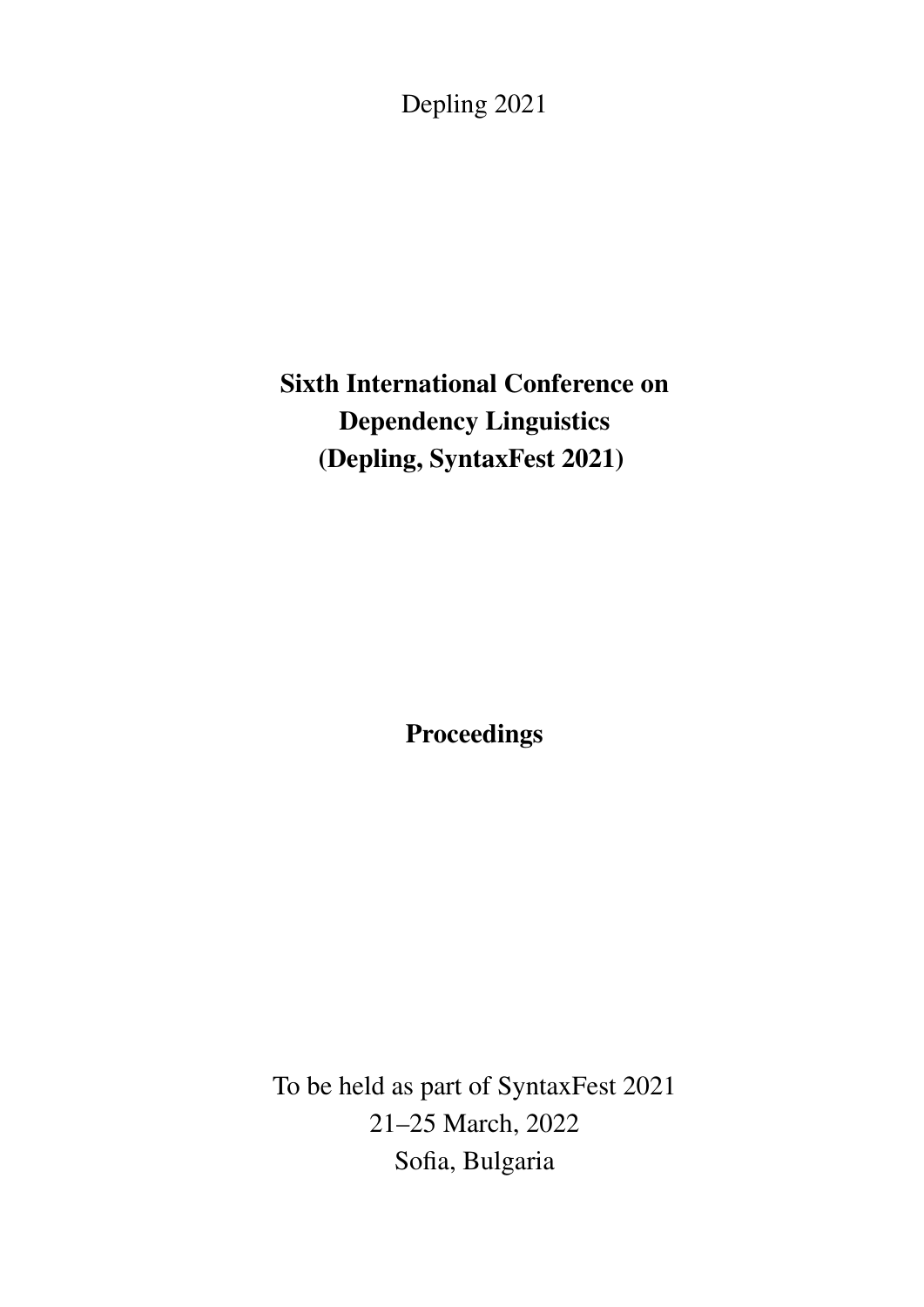Depling 2021

# Sixth International Conference on Dependency Linguistics (Depling, SyntaxFest 2021)

**Proceedings**

To be held as part of SyntaxFest 2021
21–25 March, 2022
Sofia, Bulgaria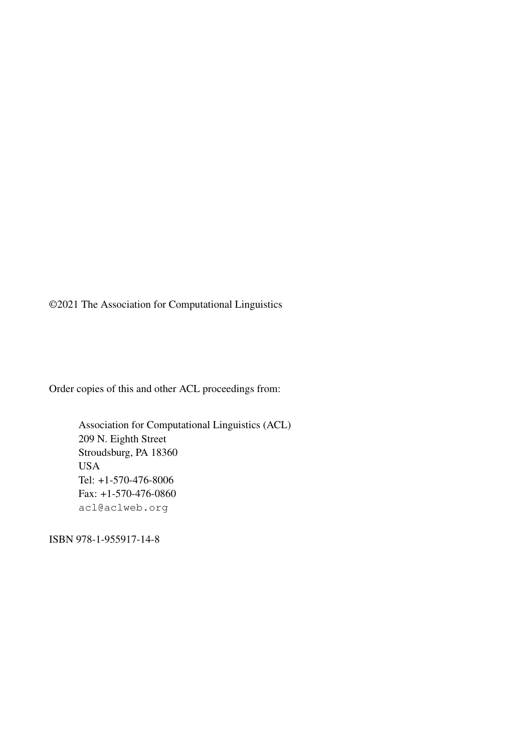©2021 The Association for Computational Linguistics

Order copies of this and other ACL proceedings from:

Association for Computational Linguistics (ACL)
209 N. Eighth Street
Stroudsburg, PA 18360
USA
Tel: +1-570-476-8006
Fax: +1-570-476-0860
acl@aclweb.org

ISBN 978-1-955917-14-8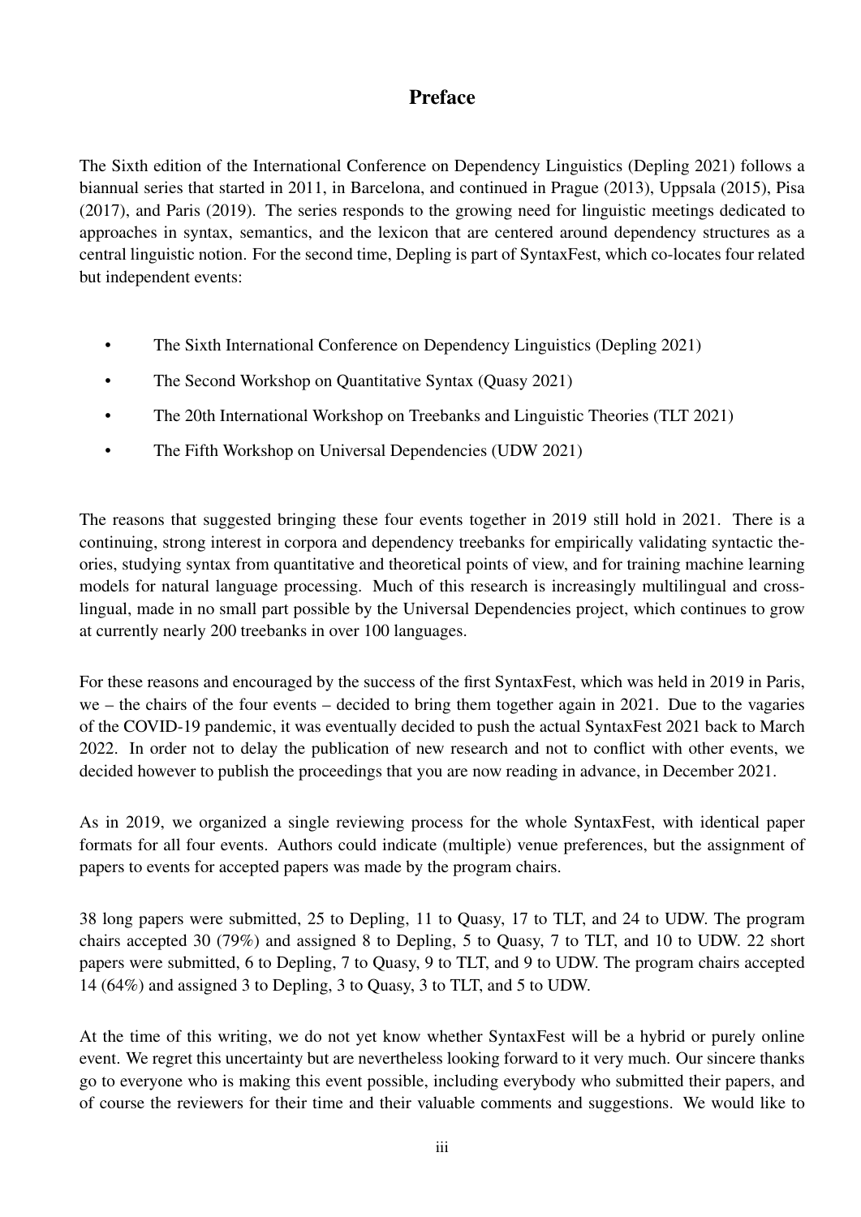# Preface

The Sixth edition of the International Conference on Dependency Linguistics (Depling 2021) follows a biannual series that started in 2011, in Barcelona, and continued in Prague (2013), Uppsala (2015), Pisa (2017), and Paris (2019). The series responds to the growing need for linguistic meetings dedicated to approaches in syntax, semantics, and the lexicon that are centered around dependency structures as a central linguistic notion. For the second time, Depling is part of SyntaxFest, which co-locates four related but independent events:

- The Sixth International Conference on Dependency Linguistics (Depling 2021)
- The Second Workshop on Quantitative Syntax (Quasy 2021)
- The 20th International Workshop on Treebanks and Linguistic Theories (TLT 2021)
- The Fifth Workshop on Universal Dependencies (UDW 2021)

The reasons that suggested bringing these four events together in 2019 still hold in 2021. There is a continuing, strong interest in corpora and dependency treebanks for empirically validating syntactic theories, studying syntax from quantitative and theoretical points of view, and for training machine learning models for natural language processing. Much of this research is increasingly multilingual and cross-lingual, made in no small part possible by the Universal Dependencies project, which continues to grow at currently nearly 200 treebanks in over 100 languages.

For these reasons and encouraged by the success of the first SyntaxFest, which was held in 2019 in Paris, we – the chairs of the four events – decided to bring them together again in 2021. Due to the vagaries of the COVID-19 pandemic, it was eventually decided to push the actual SyntaxFest 2021 back to March 2022. In order not to delay the publication of new research and not to conflict with other events, we decided however to publish the proceedings that you are now reading in advance, in December 2021.

As in 2019, we organized a single reviewing process for the whole SyntaxFest, with identical paper formats for all four events. Authors could indicate (multiple) venue preferences, but the assignment of papers to events for accepted papers was made by the program chairs.

38 long papers were submitted, 25 to Depling, 11 to Quasy, 17 to TLT, and 24 to UDW. The program chairs accepted 30 (79%) and assigned 8 to Depling, 5 to Quasy, 7 to TLT, and 10 to UDW. 22 short papers were submitted, 6 to Depling, 7 to Quasy, 9 to TLT, and 9 to UDW. The program chairs accepted 14 (64%) and assigned 3 to Depling, 3 to Quasy, 3 to TLT, and 5 to UDW.

At the time of this writing, we do not yet know whether SyntaxFest will be a hybrid or purely online event. We regret this uncertainty but are nevertheless looking forward to it very much. Our sincere thanks go to everyone who is making this event possible, including everybody who submitted their papers, and of course the reviewers for their time and their valuable comments and suggestions. We would like to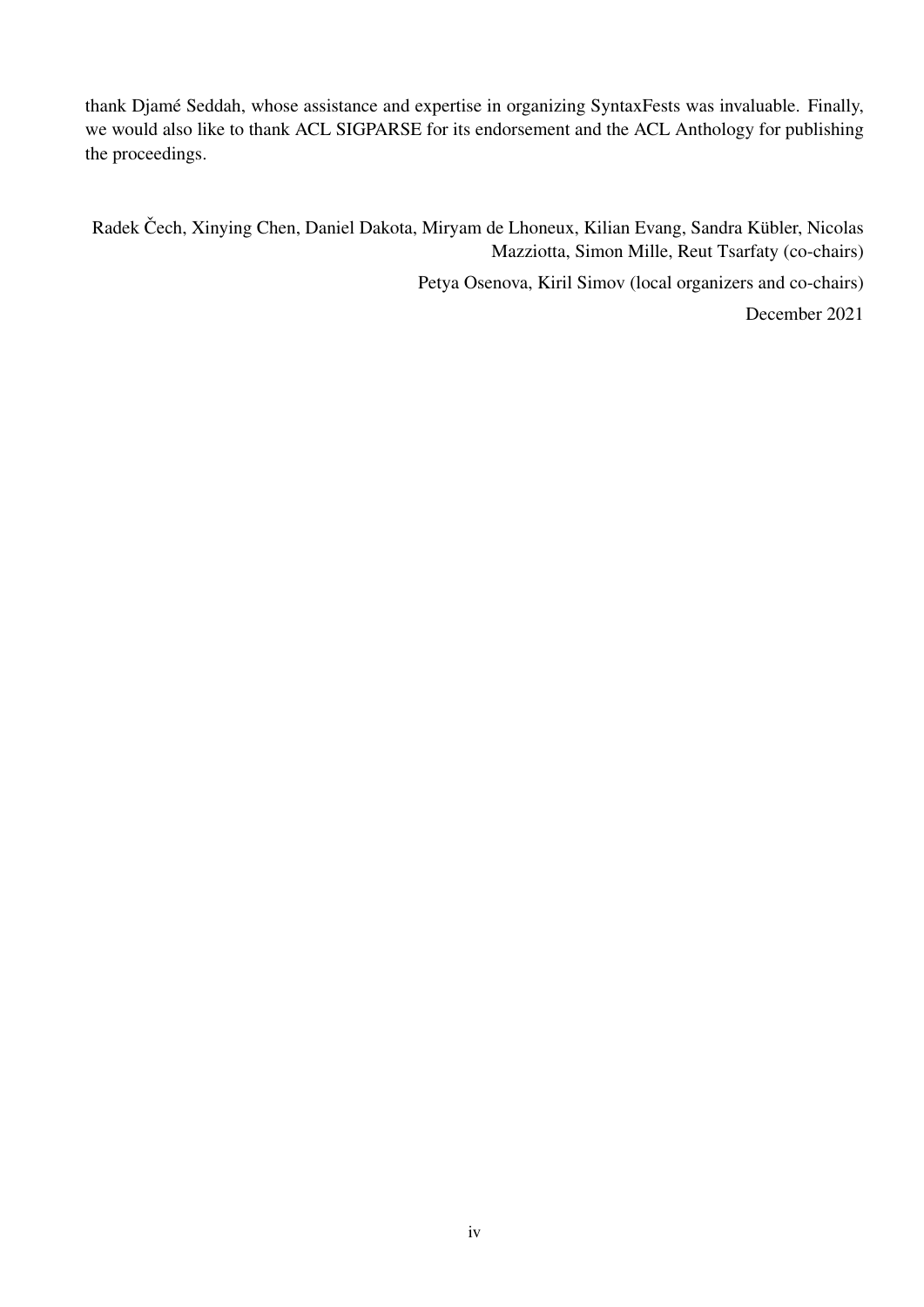thank Djamé Seddah, whose assistance and expertise in organizing SyntaxFests was invaluable. Finally, we would also like to thank ACL SIGPARSE for its endorsement and the ACL Anthology for publishing the proceedings.

Radek Čech, Xinying Chen, Daniel Dakota, Miryam de Lhoneux, Kilian Evang, Sandra Kübler, Nicolas Mazziotta, Simon Mille, Reut Tsarfaty (co-chairs)

Petya Osenova, Kiril Simov (local organizers and co-chairs)

December 2021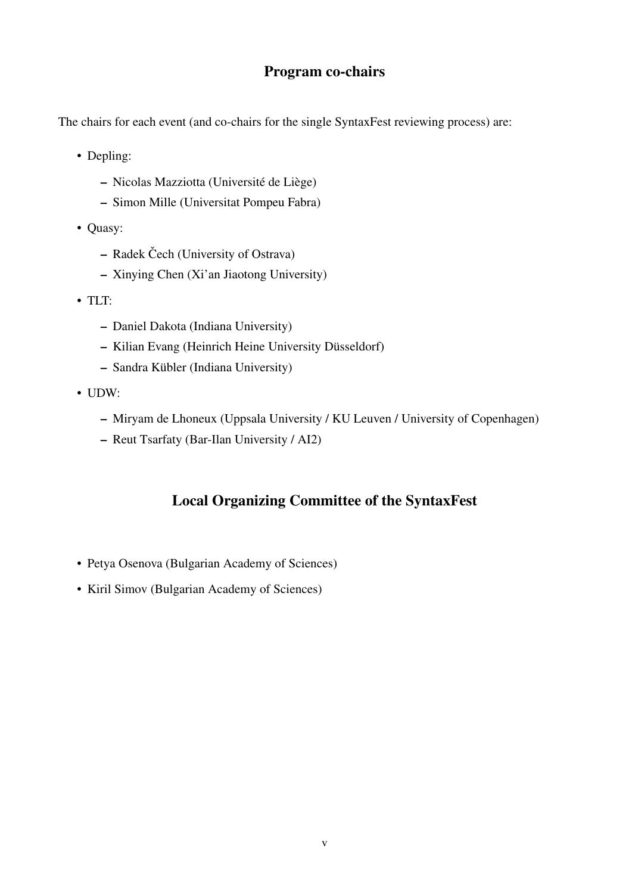## Program co-chairs

The chairs for each event (and co-chairs for the single SyntaxFest reviewing process) are:

- Depling:
  - Nicolas Mazziotta (Université de Liège)
  - Simon Mille (Universitat Pompeu Fabra)
- Quasy:
  - Radek Čech (University of Ostrava)
  - Xinying Chen (Xi'an Jiaotong University)
- TLT:
  - Daniel Dakota (Indiana University)
  - Kilian Evang (Heinrich Heine University Düsseldorf)
  - Sandra Kübler (Indiana University)
- UDW:
  - Miryam de Lhoneux (Uppsala University / KU Leuven / University of Copenhagen)
  - Reut Tsarfaty (Bar-Ilan University / AI2)

## Local Organizing Committee of the SyntaxFest

- Petya Osenova (Bulgarian Academy of Sciences)
- Kiril Simov (Bulgarian Academy of Sciences)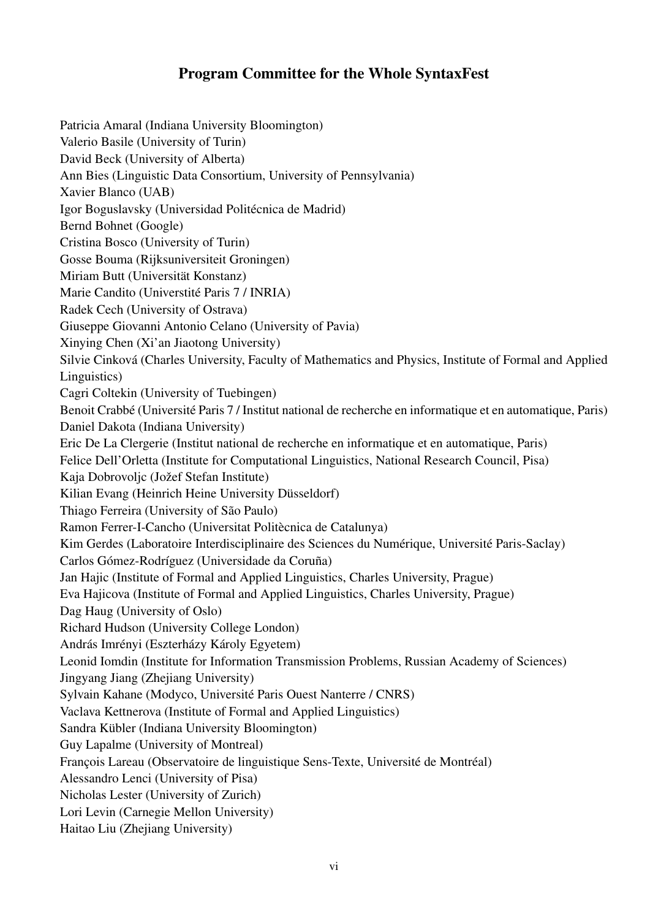## Program Committee for the Whole SyntaxFest

Patricia Amaral (Indiana University Bloomington)
Valerio Basile (University of Turin)
David Beck (University of Alberta)
Ann Bies (Linguistic Data Consortium, University of Pennsylvania)
Xavier Blanco (UAB)
Igor Boguslavsky (Universidad Politécnica de Madrid)
Bernd Bohnet (Google)
Cristina Bosco (University of Turin)
Gosse Bouma (Rijksuniversiteit Groningen)
Miriam Butt (Universität Konstanz)
Marie Candito (Universtité Paris 7 / INRIA)
Radek Cech (University of Ostrava)
Giuseppe Giovanni Antonio Celano (University of Pavia)
Xinying Chen (Xi'an Jiaotong University)
Silvie Cinková (Charles University, Faculty of Mathematics and Physics, Institute of Formal and Applied Linguistics)
Cagri Coltekin (University of Tuebingen)
Benoit Crabbé (Université Paris 7 / Institut national de recherche en informatique et en automatique, Paris)
Daniel Dakota (Indiana University)
Eric De La Clergerie (Institut national de recherche en informatique et en automatique, Paris)
Felice Dell'Orletta (Institute for Computational Linguistics, National Research Council, Pisa)
Kaja Dobrovoljc (Jožef Stefan Institute)
Kilian Evang (Heinrich Heine University Düsseldorf)
Thiago Ferreira (University of São Paulo)
Ramon Ferrer-I-Cancho (Universitat Politècnica de Catalunya)
Kim Gerdes (Laboratoire Interdisciplinaire des Sciences du Numérique, Université Paris-Saclay)
Carlos Gómez-Rodríguez (Universidade da Coruña)
Jan Hajic (Institute of Formal and Applied Linguistics, Charles University, Prague)
Eva Hajicova (Institute of Formal and Applied Linguistics, Charles University, Prague)
Dag Haug (University of Oslo)
Richard Hudson (University College London)
András Imrényi (Eszterházy Károly Egyetem)
Leonid Iomdin (Institute for Information Transmission Problems, Russian Academy of Sciences)
Jingyang Jiang (Zhejiang University)
Sylvain Kahane (Modyco, Université Paris Ouest Nanterre / CNRS)
Vaclava Kettnerova (Institute of Formal and Applied Linguistics)
Sandra Kübler (Indiana University Bloomington)
Guy Lapalme (University of Montreal)
François Lareau (Observatoire de linguistique Sens-Texte, Université de Montréal)
Alessandro Lenci (University of Pisa)
Nicholas Lester (University of Zurich)
Lori Levin (Carnegie Mellon University)
Haitao Liu (Zhejiang University)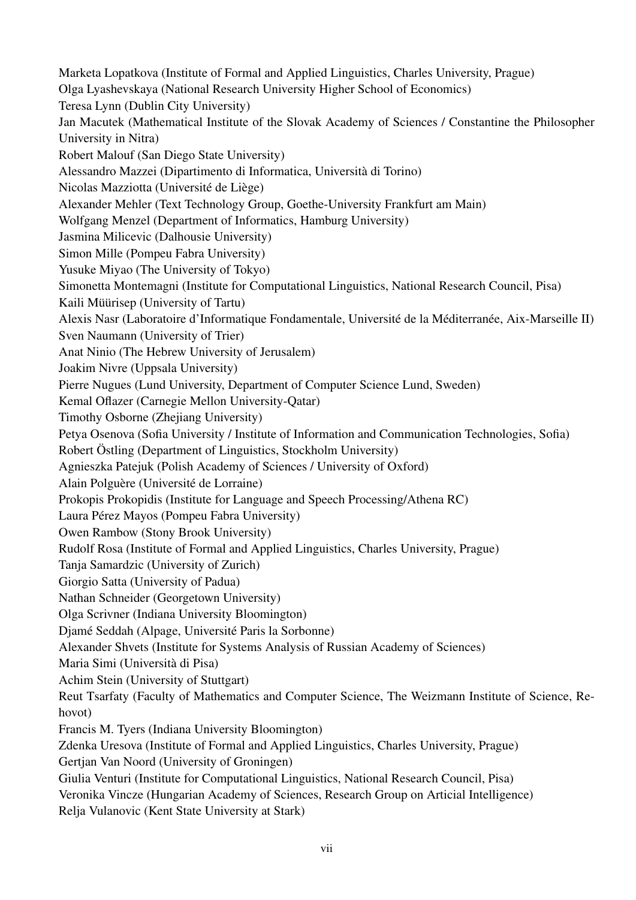Marketa Lopatkova (Institute of Formal and Applied Linguistics, Charles University, Prague)
Olga Lyashevskaya (National Research University Higher School of Economics)
Teresa Lynn (Dublin City University)
Jan Macutek (Mathematical Institute of the Slovak Academy of Sciences / Constantine the Philosopher University in Nitra)
Robert Malouf (San Diego State University)
Alessandro Mazzei (Dipartimento di Informatica, Università di Torino)
Nicolas Mazziotta (Université de Liège)
Alexander Mehler (Text Technology Group, Goethe-University Frankfurt am Main)
Wolfgang Menzel (Department of Informatics, Hamburg University)
Jasmina Milicevic (Dalhousie University)
Simon Mille (Pompeu Fabra University)
Yusuke Miyao (The University of Tokyo)
Simonetta Montemagni (Institute for Computational Linguistics, National Research Council, Pisa)
Kaili Müürisep (University of Tartu)
Alexis Nasr (Laboratoire d'Informatique Fondamentale, Université de la Méditerranée, Aix-Marseille II)
Sven Naumann (University of Trier)
Anat Ninio (The Hebrew University of Jerusalem)
Joakim Nivre (Uppsala University)
Pierre Nugues (Lund University, Department of Computer Science Lund, Sweden)
Kemal Oflazer (Carnegie Mellon University-Qatar)
Timothy Osborne (Zhejiang University)
Petya Osenova (Sofia University / Institute of Information and Communication Technologies, Sofia)
Robert Östling (Department of Linguistics, Stockholm University)
Agnieszka Patejuk (Polish Academy of Sciences / University of Oxford)
Alain Polguère (Université de Lorraine)
Prokopis Prokopidis (Institute for Language and Speech Processing/Athena RC)
Laura Pérez Mayos (Pompeu Fabra University)
Owen Rambow (Stony Brook University)
Rudolf Rosa (Institute of Formal and Applied Linguistics, Charles University, Prague)
Tanja Samardzic (University of Zurich)
Giorgio Satta (University of Padua)
Nathan Schneider (Georgetown University)
Olga Scrivner (Indiana University Bloomington)
Djamé Seddah (Alpage, Université Paris la Sorbonne)
Alexander Shvets (Institute for Systems Analysis of Russian Academy of Sciences)
Maria Simi (Università di Pisa)
Achim Stein (University of Stuttgart)
Reut Tsarfaty (Faculty of Mathematics and Computer Science, The Weizmann Institute of Science, Rehovot)
Francis M. Tyers (Indiana University Bloomington)
Zdenka Uresova (Institute of Formal and Applied Linguistics, Charles University, Prague)
Gertjan Van Noord (University of Groningen)
Giulia Venturi (Institute for Computational Linguistics, National Research Council, Pisa)
Veronika Vincze (Hungarian Academy of Sciences, Research Group on Articial Intelligence)
Relja Vulanovic (Kent State University at Stark)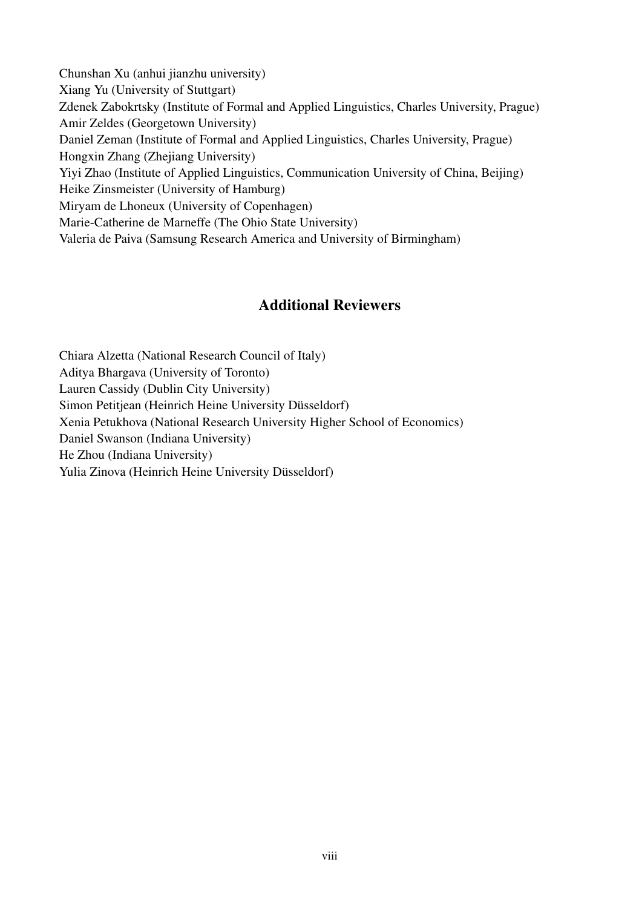Chunshan Xu (anhui jianzhu university)
Xiang Yu (University of Stuttgart)
Zdenek Zabokrtsky (Institute of Formal and Applied Linguistics, Charles University, Prague)
Amir Zeldes (Georgetown University)
Daniel Zeman (Institute of Formal and Applied Linguistics, Charles University, Prague)
Hongxin Zhang (Zhejiang University)
Yiyi Zhao (Institute of Applied Linguistics, Communication University of China, Beijing)
Heike Zinsmeister (University of Hamburg)
Miryam de Lhoneux (University of Copenhagen)
Marie-Catherine de Marneffe (The Ohio State University)
Valeria de Paiva (Samsung Research America and University of Birmingham)

## Additional Reviewers

Chiara Alzetta (National Research Council of Italy)
Aditya Bhargava (University of Toronto)
Lauren Cassidy (Dublin City University)
Simon Petitjean (Heinrich Heine University Düsseldorf)
Xenia Petukhova (National Research University Higher School of Economics)
Daniel Swanson (Indiana University)
He Zhou (Indiana University)
Yulia Zinova (Heinrich Heine University Düsseldorf)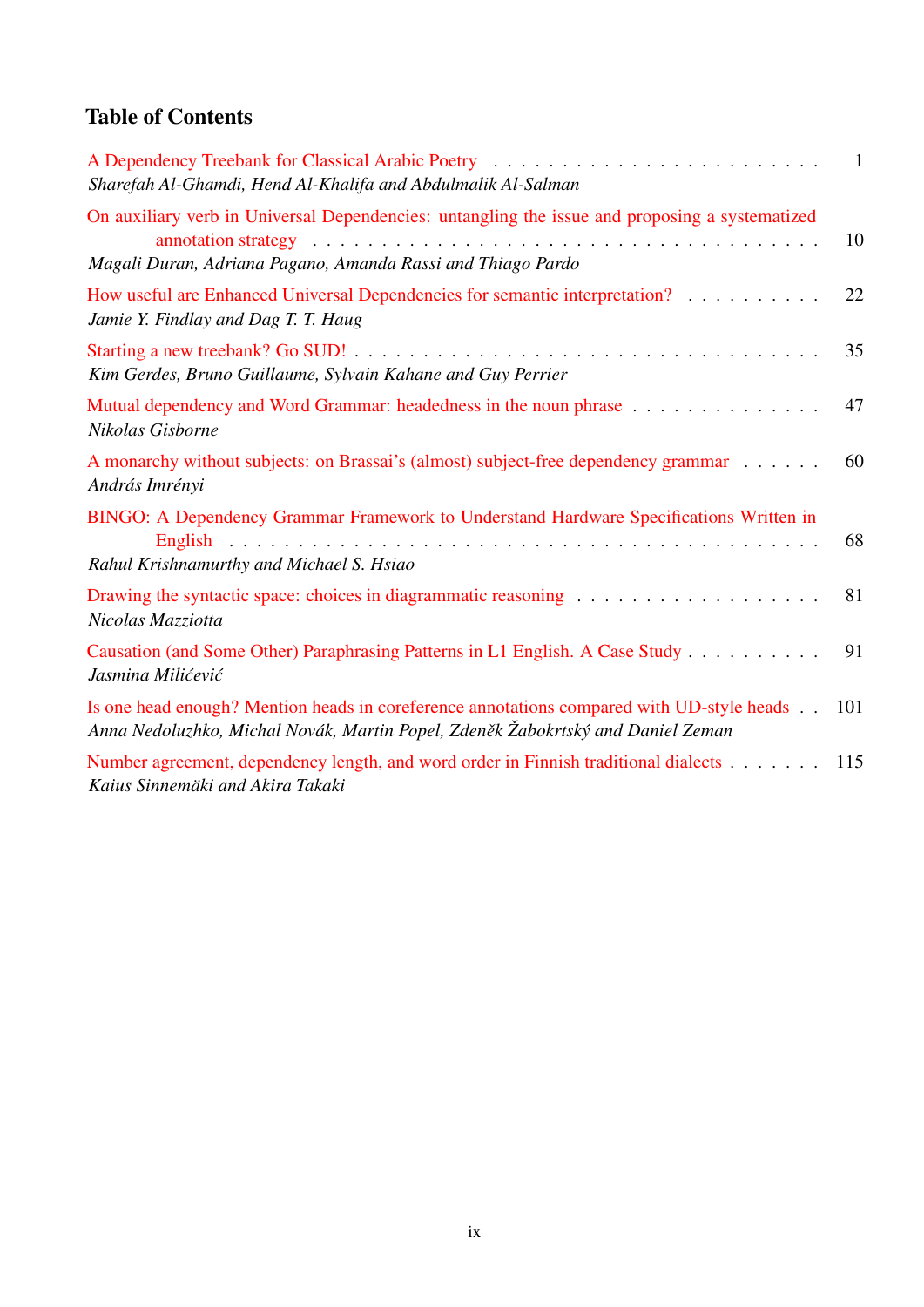## Table of Contents

A Dependency Treebank for Classical Arabic Poetry . . . . . . . . . . . . . . . . . . . . . . . . . 1
*Sharefah Al-Ghamdi, Hend Al-Khalifa and Abdulmalik Al-Salman*

On auxiliary verb in Universal Dependencies: untangling the issue and proposing a systematized annotation strategy . . . . . . . . . . . . . . . . . . . . . . . . . . . . . . . . . . . . . . 10
*Magali Duran, Adriana Pagano, Amanda Rassi and Thiago Pardo*

How useful are Enhanced Universal Dependencies for semantic interpretation? . . . . . . . . . . 22
*Jamie Y. Findlay and Dag T. T. Haug*

Starting a new treebank? Go SUD! . . . . . . . . . . . . . . . . . . . . . . . . . . . . . . . . . . 35
*Kim Gerdes, Bruno Guillaume, Sylvain Kahane and Guy Perrier*

Mutual dependency and Word Grammar: headedness in the noun phrase . . . . . . . . . . . . . . . 47
*Nikolas Gisborne*

A monarchy without subjects: on Brassai's (almost) subject-free dependency grammar . . . . . . 60
*András Imrényi*

BINGO: A Dependency Grammar Framework to Understand Hardware Specifications Written in English . . . . . . . . . . . . . . . . . . . . . . . . . . . . . . . . . . . . . . . . . . . . 68
*Rahul Krishnamurthy and Michael S. Hsiao*

Drawing the syntactic space: choices in diagrammatic reasoning . . . . . . . . . . . . . . . . . . 81
*Nicolas Mazziotta*

Causation (and Some Other) Paraphrasing Patterns in L1 English. A Case Study . . . . . . . . . . 91
*Jasmina Milićević*

Is one head enough? Mention heads in coreference annotations compared with UD-style heads . . 101
*Anna Nedoluzhko, Michal Novák, Martin Popel, Zdeněk Žabokrtský and Daniel Zeman*

Number agreement, dependency length, and word order in Finnish traditional dialects . . . . . . . 115
*Kaius Sinnemäki and Akira Takaki*